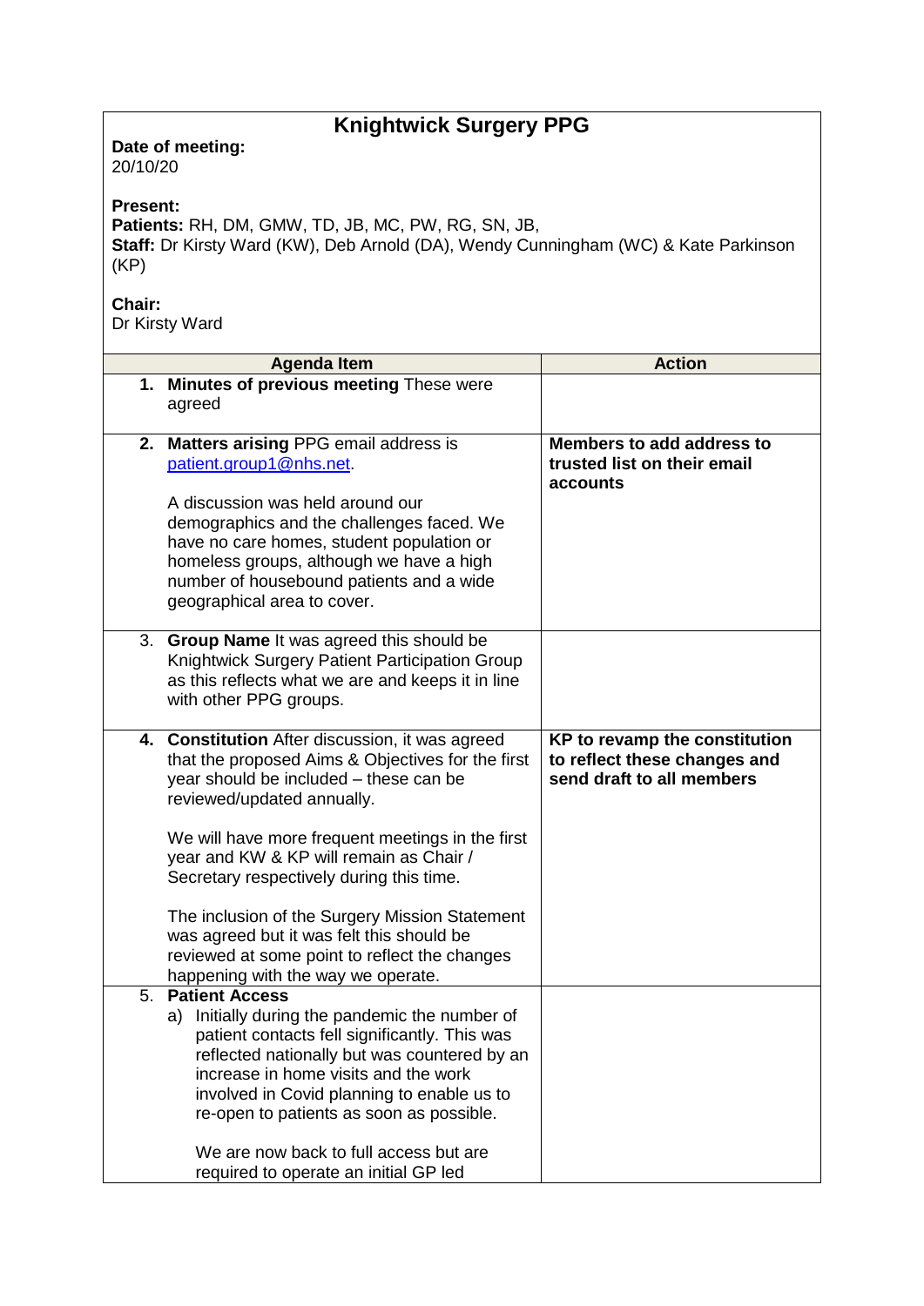# Knightwick Surgery PPG

**Date of meeting:**
20/10/20

**Present:**
**Patients:** RH, DM, GMW, TD, JB, MC, PW, RG, SN, JB,
**Staff:** Dr Kirsty Ward (KW), Deb Arnold (DA), Wendy Cunningham (WC) & Kate Parkinson (KP)

**Chair:**
Dr Kirsty Ward

| Agenda Item | Action |
| --- | --- |
| 1. **Minutes of previous meeting** These were agreed | |
| 2. **Matters arising** PPG email address is patient.group1@nhs.net.<br><br>A discussion was held around our demographics and the challenges faced. We have no care homes, student population or homeless groups, although we have a high number of housebound patients and a wide geographical area to cover. | **Members to add address to trusted list on their email accounts** |
| 3. **Group Name** It was agreed this should be Knightwick Surgery Patient Participation Group as this reflects what we are and keeps it in line with other PPG groups. | |
| 4. **Constitution** After discussion, it was agreed that the proposed Aims & Objectives for the first year should be included – these can be reviewed/updated annually.<br><br>We will have more frequent meetings in the first year and KW & KP will remain as Chair / Secretary respectively during this time.<br><br>The inclusion of the Surgery Mission Statement was agreed but it was felt this should be reviewed at some point to reflect the changes happening with the way we operate. | **KP to revamp the constitution to reflect these changes and send draft to all members** |
| 5. **Patient Access**<br>a) Initially during the pandemic the number of patient contacts fell significantly. This was reflected nationally but was countered by an increase in home visits and the work involved in Covid planning to enable us to re-open to patients as soon as possible.<br><br>We are now back to full access but are required to operate an initial GP led | |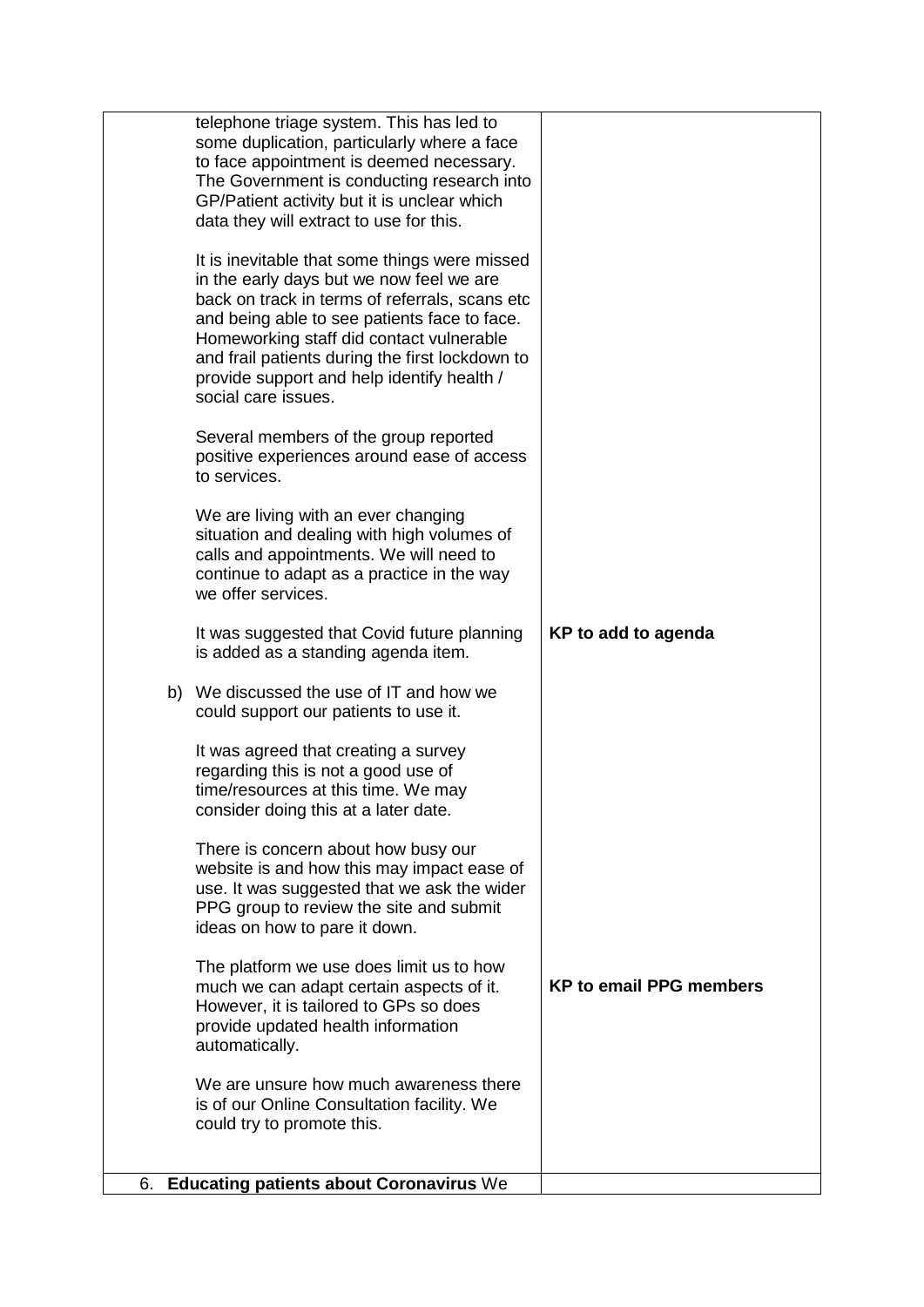| | |
|---|---|
| telephone triage system. This has led to some duplication, particularly where a face to face appointment is deemed necessary. The Government is conducting research into GP/Patient activity but it is unclear which data they will extract to use for this.<br><br>It is inevitable that some things were missed in the early days but we now feel we are back on track in terms of referrals, scans etc and being able to see patients face to face. Homeworking staff did contact vulnerable and frail patients during the first lockdown to provide support and help identify health / social care issues.<br><br>Several members of the group reported positive experiences around ease of access to services.<br><br>We are living with an ever changing situation and dealing with high volumes of calls and appointments. We will need to continue to adapt as a practice in the way we offer services.<br><br>It was suggested that Covid future planning is added as a standing agenda item. | **KP to add to agenda** |
| b) We discussed the use of IT and how we could support our patients to use it.<br><br>It was agreed that creating a survey regarding this is not a good use of time/resources at this time. We may consider doing this at a later date.<br><br>There is concern about how busy our website is and how this may impact ease of use. It was suggested that we ask the wider PPG group to review the site and submit ideas on how to pare it down.<br><br>The platform we use does limit us to how much we can adapt certain aspects of it. However, it is tailored to GPs so does provide updated health information automatically.<br><br>We are unsure how much awareness there is of our Online Consultation facility. We could try to promote this. | **KP to email PPG members** |
| 6. **Educating patients about Coronavirus** We | |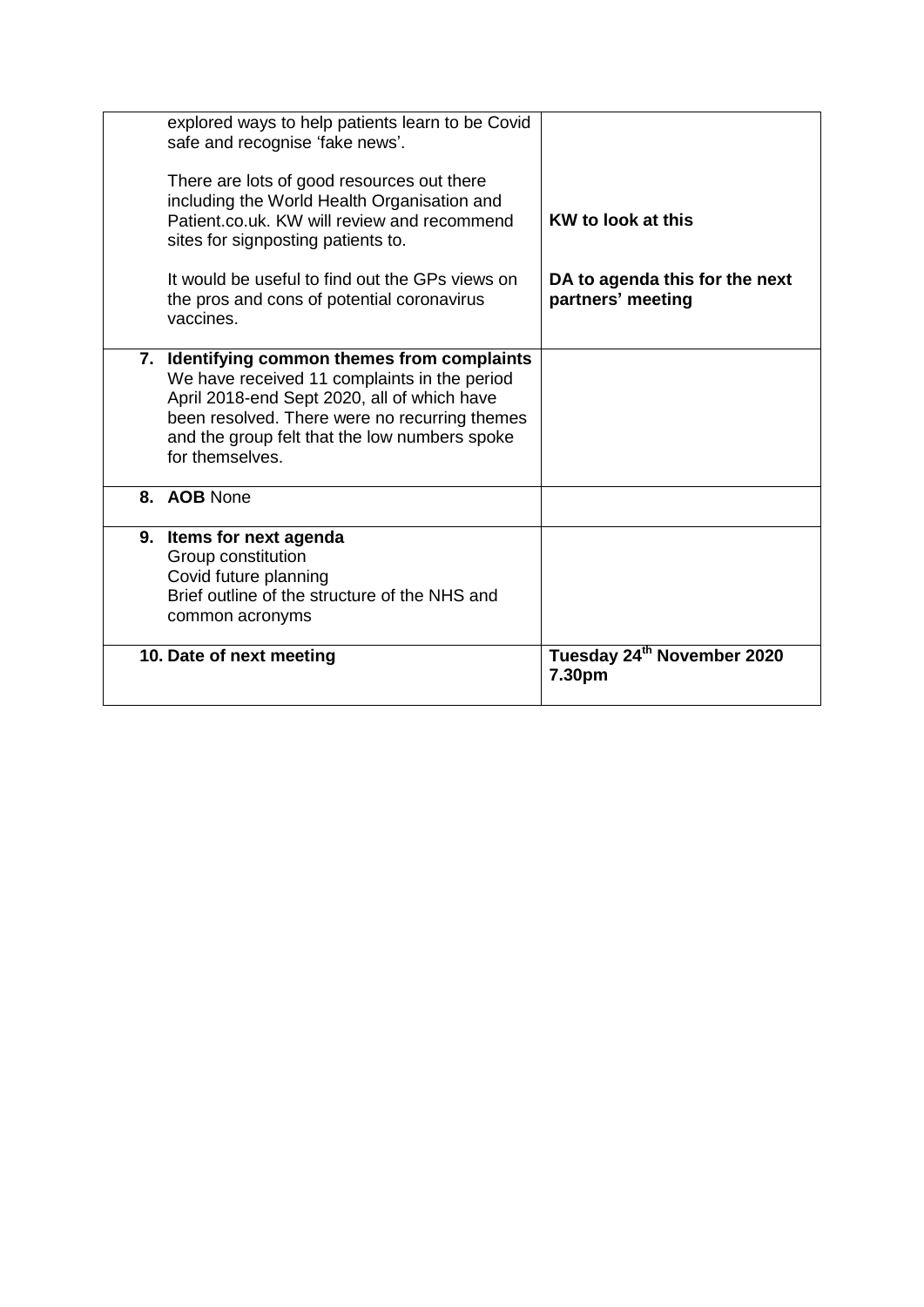| | |
|---|---|
| explored ways to help patients learn to be Covid safe and recognise 'fake news'.<br><br>There are lots of good resources out there including the World Health Organisation and Patient.co.uk. KW will review and recommend sites for signposting patients to.<br><br>It would be useful to find out the GPs views on the pros and cons of potential coronavirus vaccines. | <br><br><br>**KW to look at this**<br><br><br>**DA to agenda this for the next partners' meeting** |
| **7. Identifying common themes from complaints**<br>We have received 11 complaints in the period April 2018-end Sept 2020, all of which have been resolved. There were no recurring themes and the group felt that the low numbers spoke for themselves. | |
| **8. AOB** None | |
| **9. Items for next agenda**<br>Group constitution<br>Covid future planning<br>Brief outline of the structure of the NHS and common acronyms | |
| **10. Date of next meeting** | **Tuesday 24th November 2020 7.30pm** |